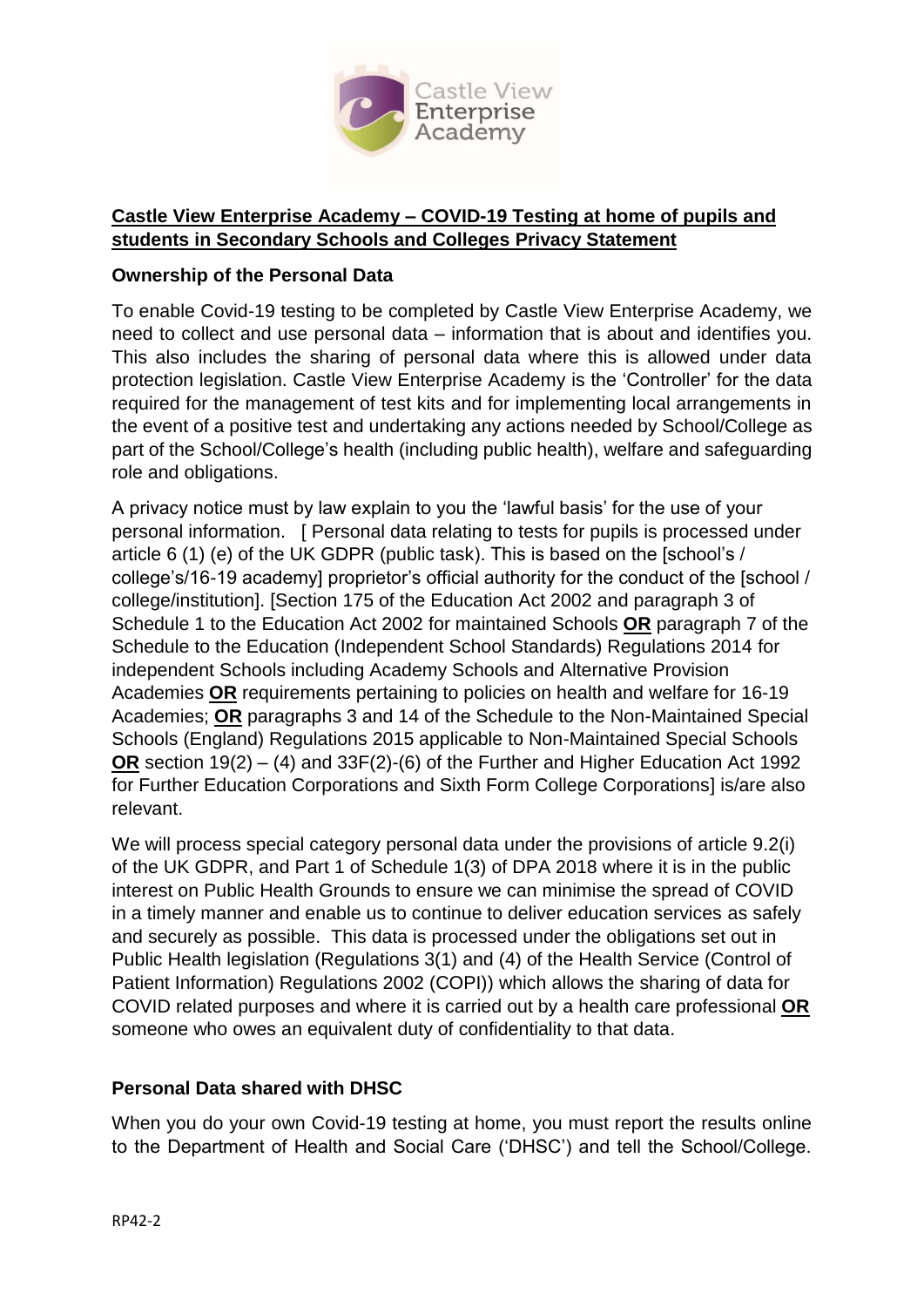## Castle View Enterprise Academy – COVID-19 Testing at home of pupils and students in Secondary Schools and Colleges Privacy Statement

### Ownership of the Personal Data

To enable Covid-19 testing to be completed by Castle View Enterprise Academy, we need to collect and use personal data – information that is about and identifies you. This also includes the sharing of personal data where this is allowed under data protection legislation. Castle View Enterprise Academy is the 'Controller' for the data required for the management of test kits and for implementing local arrangements in the event of a positive test and undertaking any actions needed by School/College as part of the School/College's health (including public health), welfare and safeguarding role and obligations.

A privacy notice must by law explain to you the 'lawful basis' for the use of your personal information. [ Personal data relating to tests for pupils is processed under article 6 (1) (e) of the UK GDPR (public task). This is based on the [school's / college's/16-19 academy] proprietor's official authority for the conduct of the [school / college/institution]. [Section 175 of the Education Act 2002 and paragraph 3 of Schedule 1 to the Education Act 2002 for maintained Schools **OR** paragraph 7 of the Schedule to the Education (Independent School Standards) Regulations 2014 for independent Schools including Academy Schools and Alternative Provision Academies **OR** requirements pertaining to policies on health and welfare for 16-19 Academies; **OR** paragraphs 3 and 14 of the Schedule to the Non-Maintained Special Schools (England) Regulations 2015 applicable to Non-Maintained Special Schools **OR** section 19(2) – (4) and 33F(2)-(6) of the Further and Higher Education Act 1992 for Further Education Corporations and Sixth Form College Corporations] is/are also relevant.

We will process special category personal data under the provisions of article 9.2(i) of the UK GDPR, and Part 1 of Schedule 1(3) of DPA 2018 where it is in the public interest on Public Health Grounds to ensure we can minimise the spread of COVID in a timely manner and enable us to continue to deliver education services as safely and securely as possible. This data is processed under the obligations set out in Public Health legislation (Regulations 3(1) and (4) of the Health Service (Control of Patient Information) Regulations 2002 (COPI)) which allows the sharing of data for COVID related purposes and where it is carried out by a health care professional **OR** someone who owes an equivalent duty of confidentiality to that data.

### Personal Data shared with DHSC

When you do your own Covid-19 testing at home, you must report the results online to the Department of Health and Social Care ('DHSC') and tell the School/College.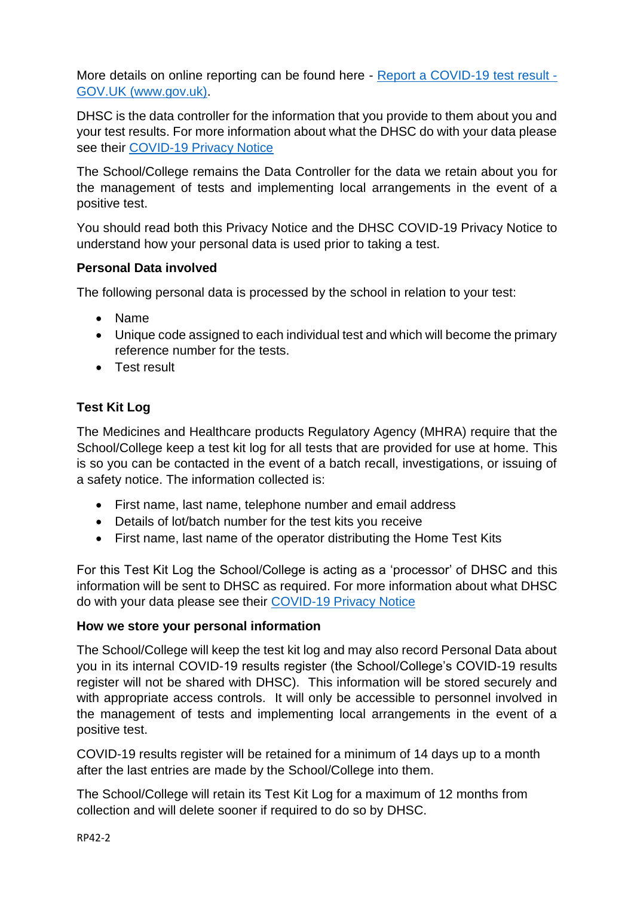More details on online reporting can be found here - [Report a COVID-19 test result - GOV.UK (www.gov.uk)](https://www.gov.uk).

DHSC is the data controller for the information that you provide to them about you and your test results. For more information about what the DHSC do with your data please see their [COVID-19 Privacy Notice](#)

The School/College remains the Data Controller for the data we retain about you for the management of tests and implementing local arrangements in the event of a positive test.

You should read both this Privacy Notice and the DHSC COVID-19 Privacy Notice to understand how your personal data is used prior to taking a test.

**Personal Data involved**

The following personal data is processed by the school in relation to your test:

- Name
- Unique code assigned to each individual test and which will become the primary reference number for the tests.
- Test result

**Test Kit Log**

The Medicines and Healthcare products Regulatory Agency (MHRA) require that the School/College keep a test kit log for all tests that are provided for use at home. This is so you can be contacted in the event of a batch recall, investigations, or issuing of a safety notice. The information collected is:

- First name, last name, telephone number and email address
- Details of lot/batch number for the test kits you receive
- First name, last name of the operator distributing the Home Test Kits

For this Test Kit Log the School/College is acting as a 'processor' of DHSC and this information will be sent to DHSC as required. For more information about what DHSC do with your data please see their [COVID-19 Privacy Notice](#)

**How we store your personal information**

The School/College will keep the test kit log and may also record Personal Data about you in its internal COVID-19 results register (the School/College's COVID-19 results register will not be shared with DHSC). This information will be stored securely and with appropriate access controls. It will only be accessible to personnel involved in the management of tests and implementing local arrangements in the event of a positive test.

COVID-19 results register will be retained for a minimum of 14 days up to a month after the last entries are made by the School/College into them.

The School/College will retain its Test Kit Log for a maximum of 12 months from collection and will delete sooner if required to do so by DHSC.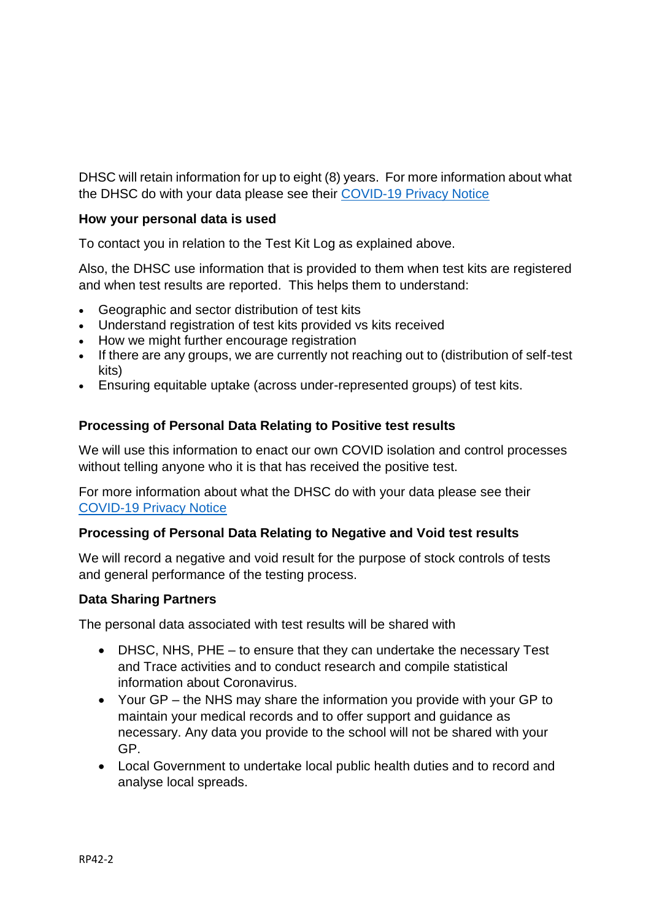DHSC will retain information for up to eight (8) years. For more information about what the DHSC do with your data please see their [COVID-19 Privacy Notice]

**How your personal data is used**

To contact you in relation to the Test Kit Log as explained above.

Also, the DHSC use information that is provided to them when test kits are registered and when test results are reported. This helps them to understand:

- Geographic and sector distribution of test kits
- Understand registration of test kits provided vs kits received
- How we might further encourage registration
- If there are any groups, we are currently not reaching out to (distribution of self-test kits)
- Ensuring equitable uptake (across under-represented groups) of test kits.

**Processing of Personal Data Relating to Positive test results**

We will use this information to enact our own COVID isolation and control processes without telling anyone who it is that has received the positive test.

For more information about what the DHSC do with your data please see their [COVID-19 Privacy Notice]

**Processing of Personal Data Relating to Negative and Void test results**

We will record a negative and void result for the purpose of stock controls of tests and general performance of the testing process.

**Data Sharing Partners**

The personal data associated with test results will be shared with

- DHSC, NHS, PHE – to ensure that they can undertake the necessary Test and Trace activities and to conduct research and compile statistical information about Coronavirus.
- Your GP – the NHS may share the information you provide with your GP to maintain your medical records and to offer support and guidance as necessary. Any data you provide to the school will not be shared with your GP.
- Local Government to undertake local public health duties and to record and analyse local spreads.

RP42-2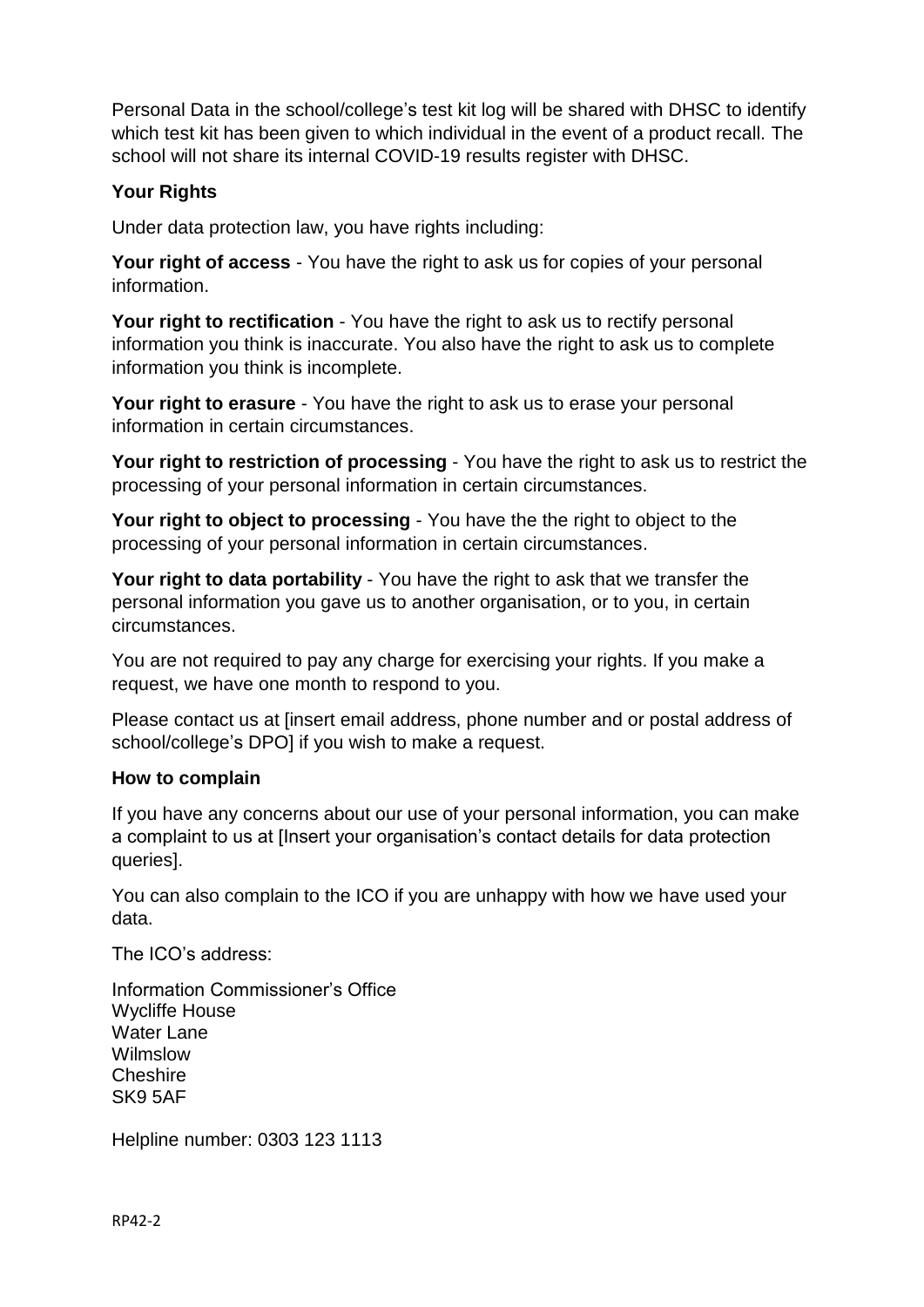Personal Data in the school/college's test kit log will be shared with DHSC to identify which test kit has been given to which individual in the event of a product recall. The school will not share its internal COVID-19 results register with DHSC.

**Your Rights**

Under data protection law, you have rights including:

**Your right of access** - You have the right to ask us for copies of your personal information.

**Your right to rectification** - You have the right to ask us to rectify personal information you think is inaccurate. You also have the right to ask us to complete information you think is incomplete.

**Your right to erasure** - You have the right to ask us to erase your personal information in certain circumstances.

**Your right to restriction of processing** - You have the right to ask us to restrict the processing of your personal information in certain circumstances.

**Your right to object to processing** - You have the the right to object to the processing of your personal information in certain circumstances.

**Your right to data portability** - You have the right to ask that we transfer the personal information you gave us to another organisation, or to you, in certain circumstances.

You are not required to pay any charge for exercising your rights. If you make a request, we have one month to respond to you.

Please contact us at [insert email address, phone number and or postal address of school/college's DPO] if you wish to make a request.

**How to complain**

If you have any concerns about our use of your personal information, you can make a complaint to us at [Insert your organisation's contact details for data protection queries].

You can also complain to the ICO if you are unhappy with how we have used your data.

The ICO's address:

Information Commissioner's Office
Wycliffe House
Water Lane
Wilmslow
Cheshire
SK9 5AF

Helpline number: 0303 123 1113

RP42-2